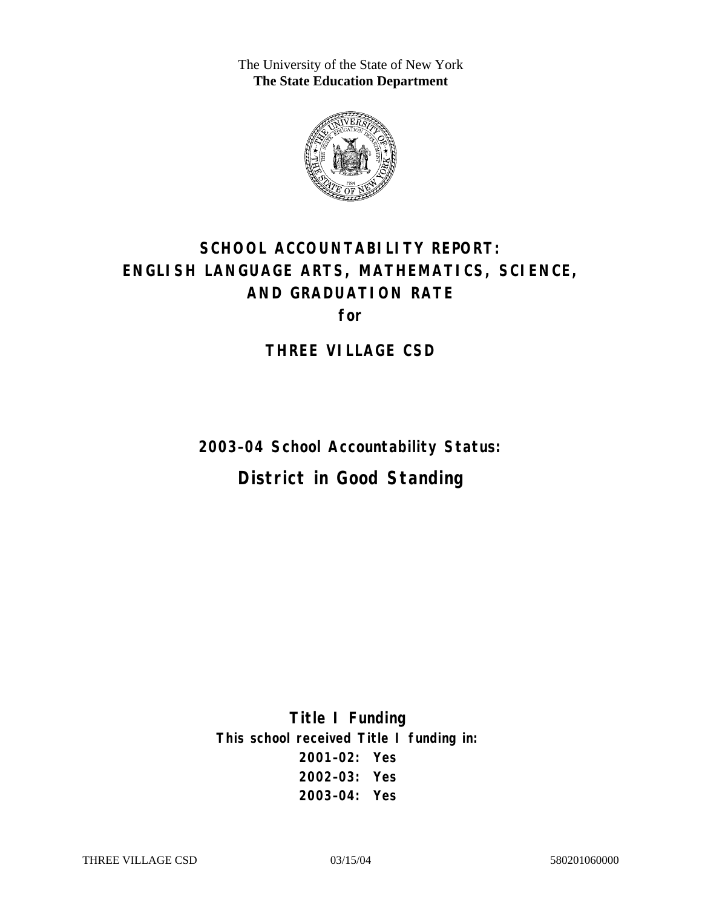The University of the State of New York
**The State Education Department**

# SCHOOL ACCOUNTABILITY REPORT: ENGLISH LANGUAGE ARTS, MATHEMATICS, SCIENCE, AND GRADUATION RATE

**for**

## THREE VILLAGE CSD

**2003–04 School Accountability Status:**

## District in Good Standing

**Title I Funding**

**This school received Title I funding in:**

**2001–02: Yes**

**2002–03: Yes**

**2003–04: Yes**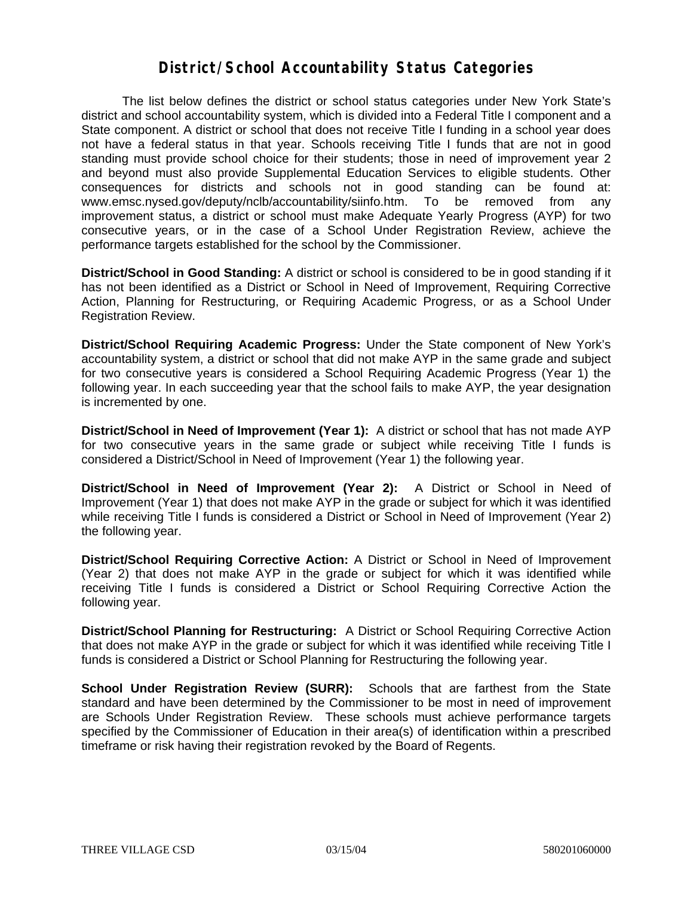# District/School Accountability Status Categories

The list below defines the district or school status categories under New York State's district and school accountability system, which is divided into a Federal Title I component and a State component. A district or school that does not receive Title I funding in a school year does not have a federal status in that year. Schools receiving Title I funds that are not in good standing must provide school choice for their students; those in need of improvement year 2 and beyond must also provide Supplemental Education Services to eligible students. Other consequences for districts and schools not in good standing can be found at: www.emsc.nysed.gov/deputy/nclb/accountability/siinfo.htm. To be removed from any improvement status, a district or school must make Adequate Yearly Progress (AYP) for two consecutive years, or in the case of a School Under Registration Review, achieve the performance targets established for the school by the Commissioner.

**District/School in Good Standing:** A district or school is considered to be in good standing if it has not been identified as a District or School in Need of Improvement, Requiring Corrective Action, Planning for Restructuring, or Requiring Academic Progress, or as a School Under Registration Review.

**District/School Requiring Academic Progress:** Under the State component of New York's accountability system, a district or school that did not make AYP in the same grade and subject for two consecutive years is considered a School Requiring Academic Progress (Year 1) the following year. In each succeeding year that the school fails to make AYP, the year designation is incremented by one.

**District/School in Need of Improvement (Year 1):** A district or school that has not made AYP for two consecutive years in the same grade or subject while receiving Title I funds is considered a District/School in Need of Improvement (Year 1) the following year.

**District/School in Need of Improvement (Year 2):** A District or School in Need of Improvement (Year 1) that does not make AYP in the grade or subject for which it was identified while receiving Title I funds is considered a District or School in Need of Improvement (Year 2) the following year.

**District/School Requiring Corrective Action:** A District or School in Need of Improvement (Year 2) that does not make AYP in the grade or subject for which it was identified while receiving Title I funds is considered a District or School Requiring Corrective Action the following year.

**District/School Planning for Restructuring:** A District or School Requiring Corrective Action that does not make AYP in the grade or subject for which it was identified while receiving Title I funds is considered a District or School Planning for Restructuring the following year.

**School Under Registration Review (SURR):** Schools that are farthest from the State standard and have been determined by the Commissioner to be most in need of improvement are Schools Under Registration Review. These schools must achieve performance targets specified by the Commissioner of Education in their area(s) of identification within a prescribed timeframe or risk having their registration revoked by the Board of Regents.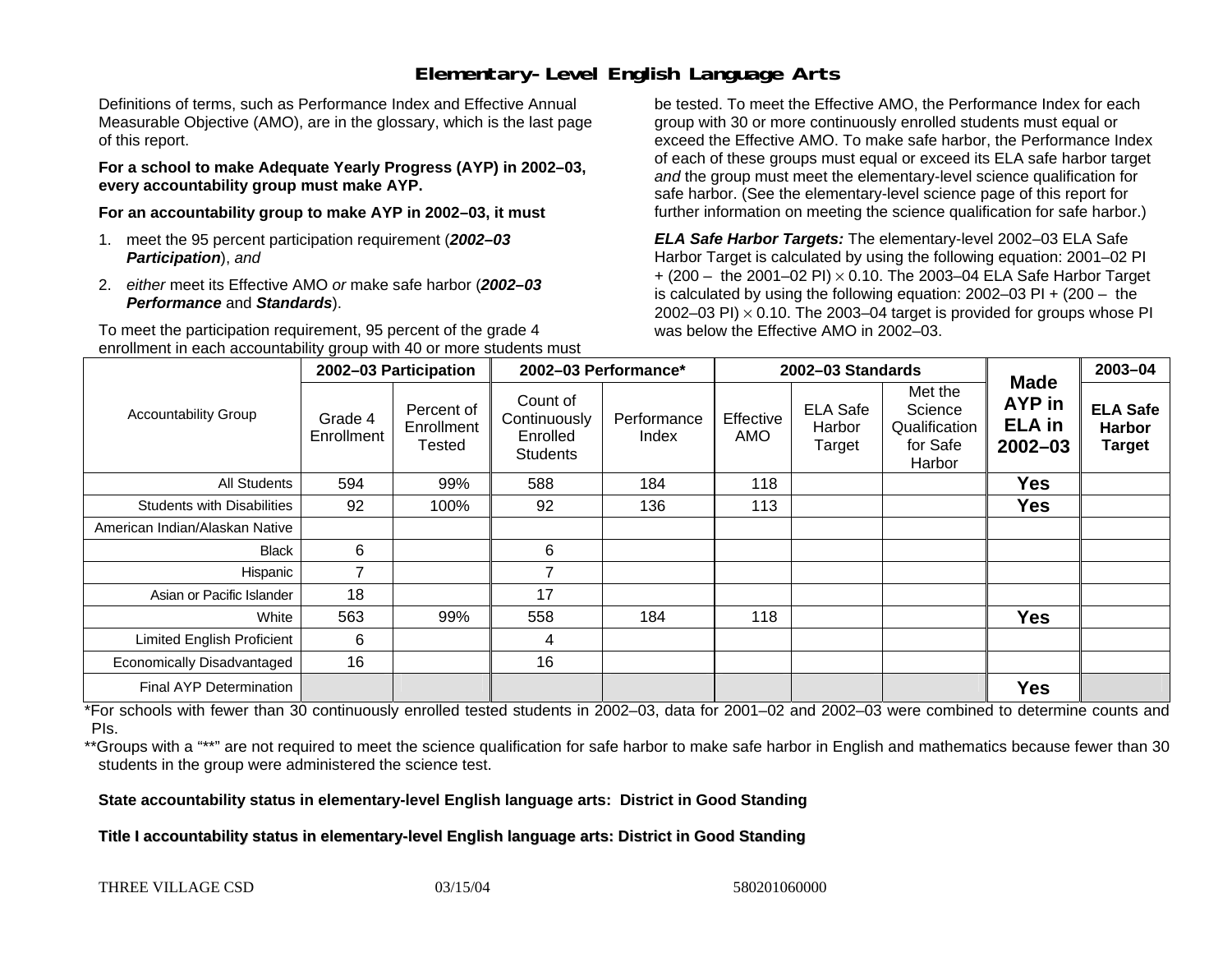# Elementary-Level English Language Arts

Definitions of terms, such as Performance Index and Effective Annual Measurable Objective (AMO), are in the glossary, which is the last page of this report.

**For a school to make Adequate Yearly Progress (AYP) in 2002–03, every accountability group must make AYP.**

**For an accountability group to make AYP in 2002–03, it must**

1. meet the 95 percent participation requirement (***2002–03 Participation***), *and*
2. *either* meet its Effective AMO *or* make safe harbor (***2002–03 Performance*** and ***Standards***).

To meet the participation requirement, 95 percent of the grade 4 enrollment in each accountability group with 40 or more students must be tested. To meet the Effective AMO, the Performance Index for each group with 30 or more continuously enrolled students must equal or exceed the Effective AMO. To make safe harbor, the Performance Index of each of these groups must equal or exceed its ELA safe harbor target *and* the group must meet the elementary-level science qualification for safe harbor. (See the elementary-level science page of this report for further information on meeting the science qualification for safe harbor.)

***ELA Safe Harbor Targets:*** The elementary-level 2002–03 ELA Safe Harbor Target is calculated by using the following equation: 2001–02 PI + (200 – the 2001–02 PI) × 0.10. The 2003–04 ELA Safe Harbor Target is calculated by using the following equation: 2002–03 PI + (200 – the 2002–03 PI) × 0.10. The 2003–04 target is provided for groups whose PI was below the Effective AMO in 2002–03.

| Accountability Group | 2002–03 Participation | | 2002–03 Performance* | | 2002–03 Standards | | | Made AYP in ELA in 2002–03 | 2003–04 |
|---|---|---|---|---|---|---|---|---|---|
| | Grade 4 Enrollment | Percent of Enrollment Tested | Count of Continuously Enrolled Students | Performance Index | Effective AMO | ELA Safe Harbor Target | Met the Science Qualification for Safe Harbor | | ELA Safe Harbor Target |
| All Students | 594 | 99% | 588 | 184 | 118 | | | Yes | |
| Students with Disabilities | 92 | 100% | 92 | 136 | 113 | | | Yes | |
| American Indian/Alaskan Native | | | | | | | | | |
| Black | 6 | | 6 | | | | | | |
| Hispanic | 7 | | 7 | | | | | | |
| Asian or Pacific Islander | 18 | | 17 | | | | | | |
| White | 563 | 99% | 558 | 184 | 118 | | | Yes | |
| Limited English Proficient | 6 | | 4 | | | | | | |
| Economically Disadvantaged | 16 | | 16 | | | | | | |
| Final AYP Determination | | | | | | | | Yes | |

*For schools with fewer than 30 continuously enrolled tested students in 2002–03, data for 2001–02 and 2002–03 were combined to determine counts and PIs.

**Groups with a "**" are not required to meet the science qualification for safe harbor to make safe harbor in English and mathematics because fewer than 30 students in the group were administered the science test.

**State accountability status in elementary-level English language arts: District in Good Standing**

**Title I accountability status in elementary-level English language arts: District in Good Standing**

THREE VILLAGE CSD 03/15/04 580201060000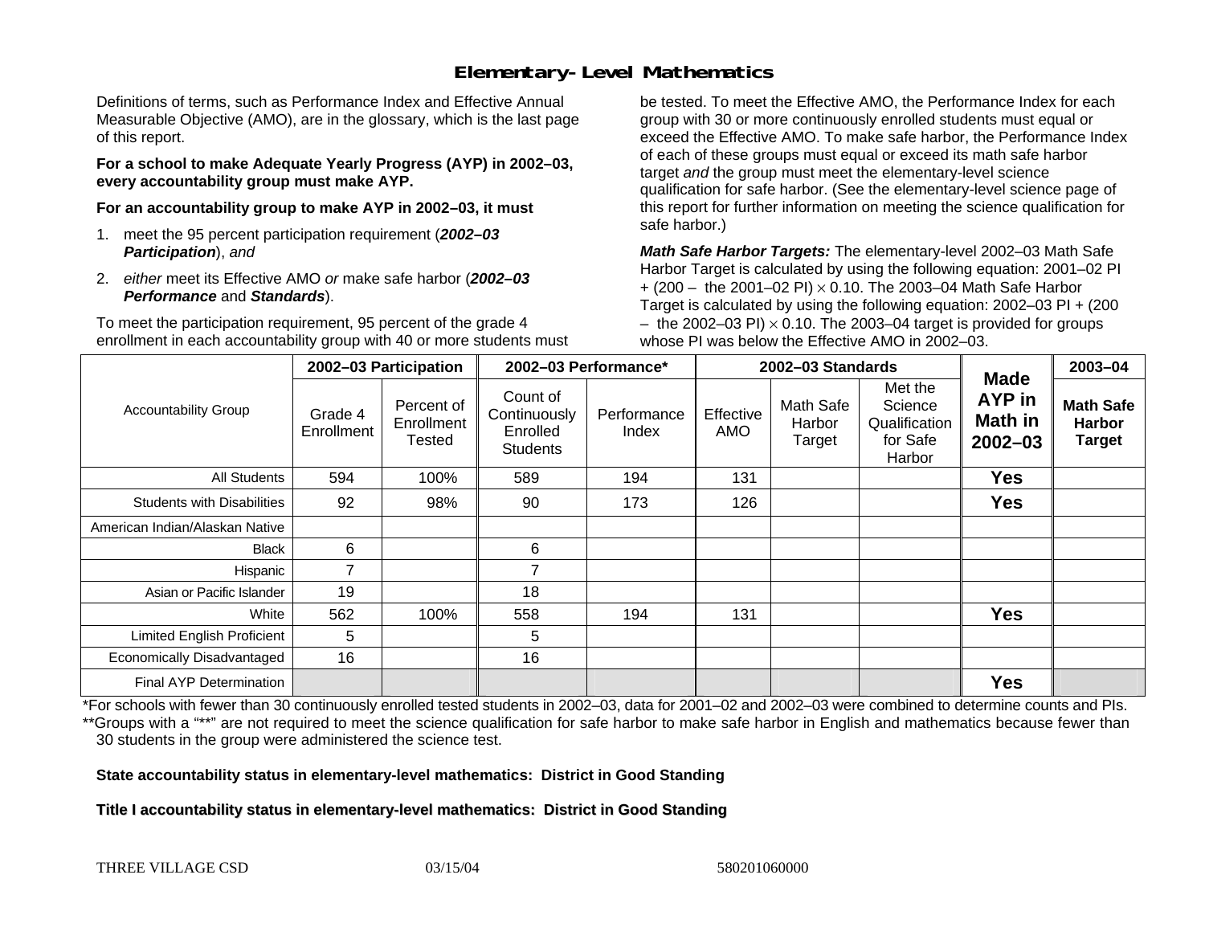# Elementary-Level Mathematics

Definitions of terms, such as Performance Index and Effective Annual Measurable Objective (AMO), are in the glossary, which is the last page of this report.

**For a school to make Adequate Yearly Progress (AYP) in 2002–03, every accountability group must make AYP.**

**For an accountability group to make AYP in 2002–03, it must**

1. meet the 95 percent participation requirement (***2002–03 Participation***), *and*
2. *either* meet its Effective AMO *or* make safe harbor (***2002–03 Performance*** and ***Standards***).

To meet the participation requirement, 95 percent of the grade 4 enrollment in each accountability group with 40 or more students must be tested. To meet the Effective AMO, the Performance Index for each group with 30 or more continuously enrolled students must equal or exceed the Effective AMO. To make safe harbor, the Performance Index of each of these groups must equal or exceed its math safe harbor target *and* the group must meet the elementary-level science qualification for safe harbor. (See the elementary-level science page of this report for further information on meeting the science qualification for safe harbor.)

***Math Safe Harbor Targets:*** The elementary-level 2002–03 Math Safe Harbor Target is calculated by using the following equation: 2001–02 PI + (200 – the 2001–02 PI) $\times$ 0.10. The 2003–04 Math Safe Harbor Target is calculated by using the following equation: 2002–03 PI + (200 – the 2002–03 PI) $\times$ 0.10. The 2003–04 target is provided for groups whose PI was below the Effective AMO in 2002–03.

| Accountability Group | 2002–03 Participation | | 2002–03 Performance* | | 2002–03 Standards | | | Made AYP in Math in 2002–03 | 2003–04 |
|---|---|---|---|---|---|---|---|---|---|
| | Grade 4 Enrollment | Percent of Enrollment Tested | Count of Continuously Enrolled Students | Performance Index | Effective AMO | Math Safe Harbor Target | Met the Science Qualification for Safe Harbor | | **Math Safe Harbor Target** |
| All Students | 594 | 100% | 589 | 194 | 131 | | | **Yes** | |
| Students with Disabilities | 92 | 98% | 90 | 173 | 126 | | | **Yes** | |
| American Indian/Alaskan Native | | | | | | | | | |
| Black | 6 | | 6 | | | | | | |
| Hispanic | 7 | | 7 | | | | | | |
| Asian or Pacific Islander | 19 | | 18 | | | | | | |
| White | 562 | 100% | 558 | 194 | 131 | | | **Yes** | |
| Limited English Proficient | 5 | | 5 | | | | | | |
| Economically Disadvantaged | 16 | | 16 | | | | | | |
| Final AYP Determination | | | | | | | | **Yes** | |

*For schools with fewer than 30 continuously enrolled tested students in 2002–03, data for 2001–02 and 2002–03 were combined to determine counts and PIs.

**Groups with a "**" are not required to meet the science qualification for safe harbor to make safe harbor in English and mathematics because fewer than 30 students in the group were administered the science test.

**State accountability status in elementary-level mathematics: District in Good Standing**

**Title I accountability status in elementary-level mathematics: District in Good Standing**

THREE VILLAGE CSD 03/15/04 580201060000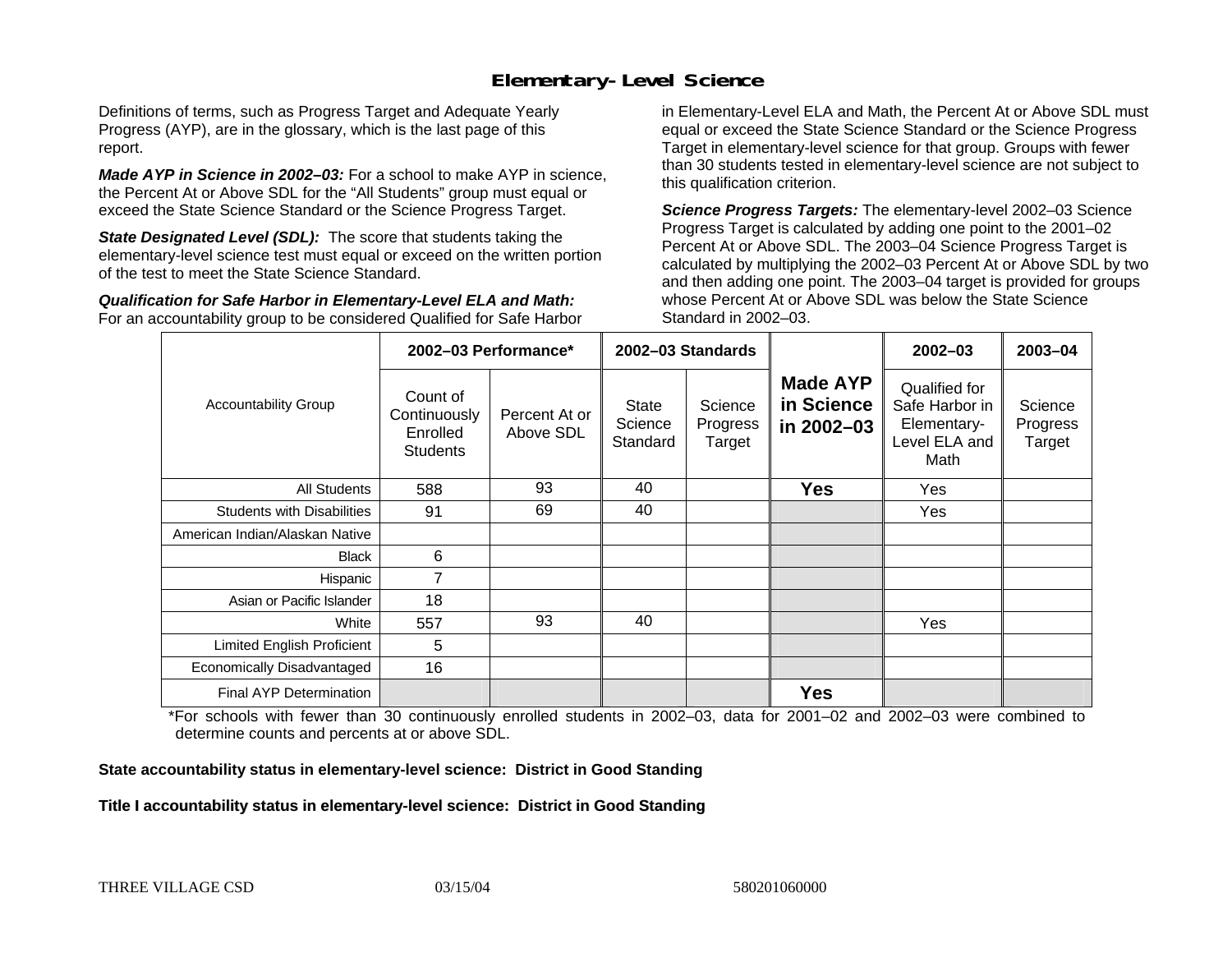# Elementary-Level Science

Definitions of terms, such as Progress Target and Adequate Yearly Progress (AYP), are in the glossary, which is the last page of this report.

***Made AYP in Science in 2002–03:*** For a school to make AYP in science, the Percent At or Above SDL for the "All Students" group must equal or exceed the State Science Standard or the Science Progress Target.

***State Designated Level (SDL):*** The score that students taking the elementary-level science test must equal or exceed on the written portion of the test to meet the State Science Standard.

***Qualification for Safe Harbor in Elementary-Level ELA and Math:*** For an accountability group to be considered Qualified for Safe Harbor in Elementary-Level ELA and Math, the Percent At or Above SDL must equal or exceed the State Science Standard or the Science Progress Target in elementary-level science for that group. Groups with fewer than 30 students tested in elementary-level science are not subject to this qualification criterion.

***Science Progress Targets:*** The elementary-level 2002–03 Science Progress Target is calculated by adding one point to the 2001–02 Percent At or Above SDL. The 2003–04 Science Progress Target is calculated by multiplying the 2002–03 Percent At or Above SDL by two and then adding one point. The 2003–04 target is provided for groups whose Percent At or Above SDL was below the State Science Standard in 2002–03.

| Accountability Group | 2002–03 Performance* | | 2002–03 Standards | | Made AYP in Science in 2002–03 | 2002–03 | 2003–04 |
|---|---|---|---|---|---|---|---|
| | Count of Continuously Enrolled Students | Percent At or Above SDL | State Science Standard | Science Progress Target | | Qualified for Safe Harbor in Elementary-Level ELA and Math | Science Progress Target |
| All Students | 588 | 93 | 40 | | **Yes** | Yes | |
| Students with Disabilities | 91 | 69 | 40 | | | Yes | |
| American Indian/Alaskan Native | | | | | | | |
| Black | 6 | | | | | | |
| Hispanic | 7 | | | | | | |
| Asian or Pacific Islander | 18 | | | | | | |
| White | 557 | 93 | 40 | | | Yes | |
| Limited English Proficient | 5 | | | | | | |
| Economically Disadvantaged | 16 | | | | | | |
| Final AYP Determination | | | | | **Yes** | | |

*For schools with fewer than 30 continuously enrolled students in 2002–03, data for 2001–02 and 2002–03 were combined to determine counts and percents at or above SDL.

**State accountability status in elementary-level science: District in Good Standing**

**Title I accountability status in elementary-level science: District in Good Standing**

THREE VILLAGE CSD 03/15/04 580201060000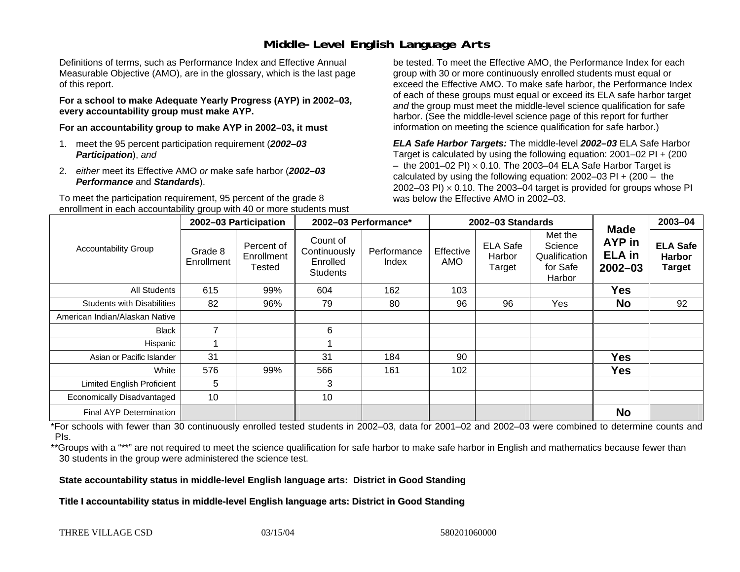# Middle-Level English Language Arts

Definitions of terms, such as Performance Index and Effective Annual Measurable Objective (AMO), are in the glossary, which is the last page of this report.

**For a school to make Adequate Yearly Progress (AYP) in 2002–03, every accountability group must make AYP.**

**For an accountability group to make AYP in 2002–03, it must**

1. meet the 95 percent participation requirement (***2002–03 Participation***), *and*
2. *either* meet its Effective AMO *or* make safe harbor (***2002–03 Performance*** and ***Standards***).

To meet the participation requirement, 95 percent of the grade 8 enrollment in each accountability group with 40 or more students must be tested. To meet the Effective AMO, the Performance Index for each group with 30 or more continuously enrolled students must equal or exceed the Effective AMO. To make safe harbor, the Performance Index of each of these groups must equal or exceed its ELA safe harbor target *and* the group must meet the middle-level science qualification for safe harbor. (See the middle-level science page of this report for further information on meeting the science qualification for safe harbor.)

***ELA Safe Harbor Targets:*** The middle-level ***2002–03*** ELA Safe Harbor Target is calculated by using the following equation: 2001–02 PI + (200 – the 2001–02 PI) $\times$ 0.10. The 2003–04 ELA Safe Harbor Target is calculated by using the following equation: 2002–03 PI + (200 – the 2002–03 PI) $\times$ 0.10. The 2003–04 target is provided for groups whose PI was below the Effective AMO in 2002–03.

| Accountability Group | 2002–03 Participation | | 2002–03 Performance* | | 2002–03 Standards | | | Made AYP in ELA in 2002–03 | 2003–04 |
|---|---|---|---|---|---|---|---|---|---|
| | Grade 8 Enrollment | Percent of Enrollment Tested | Count of Continuously Enrolled Students | Performance Index | Effective AMO | ELA Safe Harbor Target | Met the Science Qualification for Safe Harbor | | ELA Safe Harbor Target |
| All Students | 615 | 99% | 604 | 162 | 103 | | | **Yes** | |
| Students with Disabilities | 82 | 96% | 79 | 80 | 96 | 96 | Yes | **No** | 92 |
| American Indian/Alaskan Native | | | | | | | | | |
| Black | 7 | | 6 | | | | | | |
| Hispanic | 1 | | 1 | | | | | | |
| Asian or Pacific Islander | 31 | | 31 | 184 | 90 | | | **Yes** | |
| White | 576 | 99% | 566 | 161 | 102 | | | **Yes** | |
| Limited English Proficient | 5 | | 3 | | | | | | |
| Economically Disadvantaged | 10 | | 10 | | | | | | |
| Final AYP Determination | | | | | | | | **No** | |

*For schools with fewer than 30 continuously enrolled tested students in 2002–03, data for 2001–02 and 2002–03 were combined to determine counts and PIs.

**Groups with a "**" are not required to meet the science qualification for safe harbor to make safe harbor in English and mathematics because fewer than 30 students in the group were administered the science test.

**State accountability status in middle-level English language arts: District in Good Standing**

**Title I accountability status in middle-level English language arts: District in Good Standing**

THREE VILLAGE CSD 03/15/04 580201060000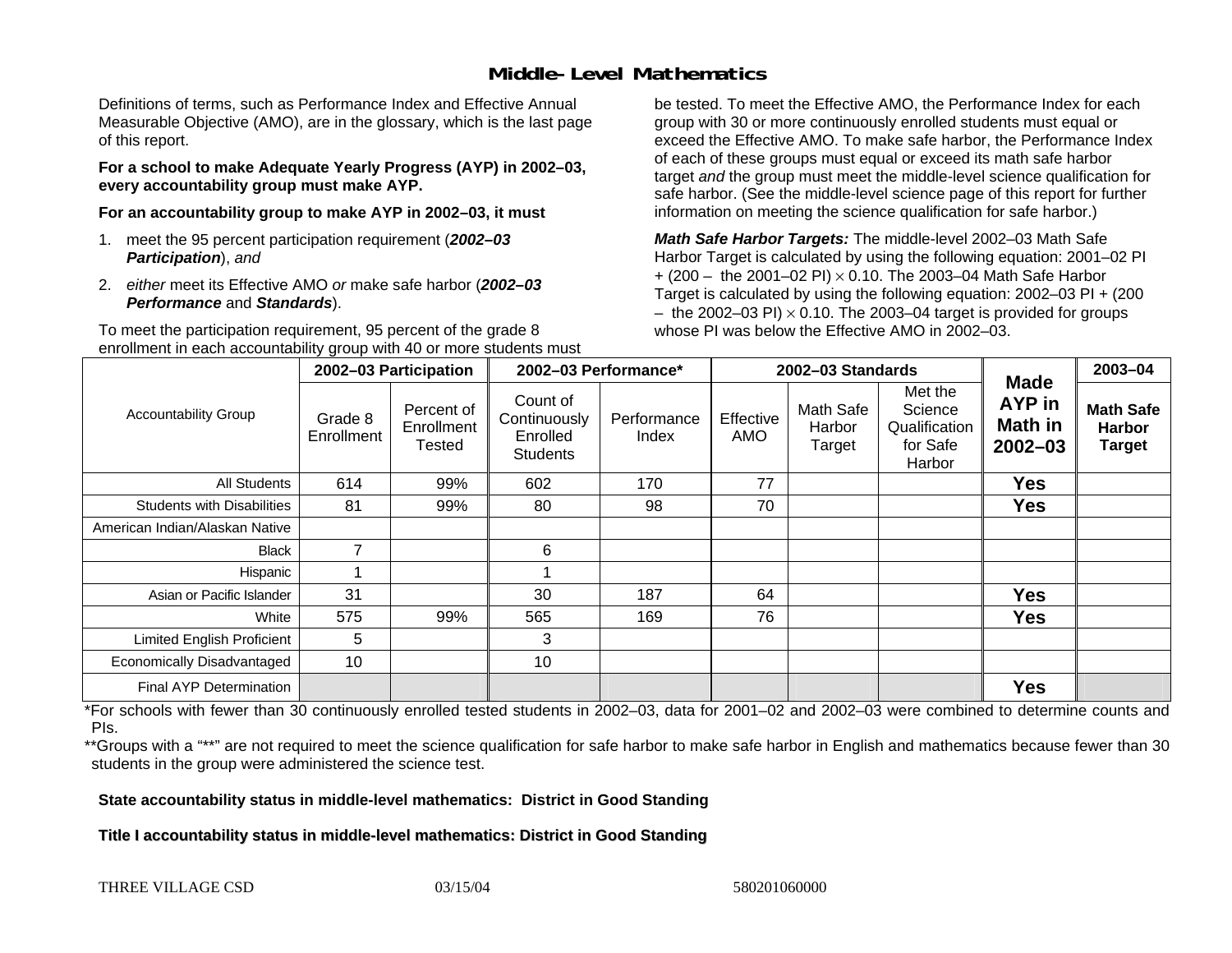# Middle-Level Mathematics

Definitions of terms, such as Performance Index and Effective Annual Measurable Objective (AMO), are in the glossary, which is the last page of this report.

**For a school to make Adequate Yearly Progress (AYP) in 2002–03, every accountability group must make AYP.**

**For an accountability group to make AYP in 2002–03, it must**

1. meet the 95 percent participation requirement (***2002–03 Participation***), *and*
2. *either* meet its Effective AMO *or* make safe harbor (***2002–03 Performance*** and ***Standards***).

To meet the participation requirement, 95 percent of the grade 8 enrollment in each accountability group with 40 or more students must be tested. To meet the Effective AMO, the Performance Index for each group with 30 or more continuously enrolled students must equal or exceed the Effective AMO. To make safe harbor, the Performance Index of each of these groups must equal or exceed its math safe harbor target *and* the group must meet the middle-level science qualification for safe harbor. (See the middle-level science page of this report for further information on meeting the science qualification for safe harbor.)

***Math Safe Harbor Targets:*** The middle-level 2002–03 Math Safe Harbor Target is calculated by using the following equation: 2001–02 PI + (200 – the 2001–02 PI) × 0.10. The 2003–04 Math Safe Harbor Target is calculated by using the following equation: 2002–03 PI + (200 – the 2002–03 PI) × 0.10. The 2003–04 target is provided for groups whose PI was below the Effective AMO in 2002–03.

| Accountability Group | 2002–03 Participation | | 2002–03 Performance* | | 2002–03 Standards | | | Made AYP in Math in 2002–03 | 2003–04 |
|---|---|---|---|---|---|---|---|---|---|
| | Grade 8 Enrollment | Percent of Enrollment Tested | Count of Continuously Enrolled Students | Performance Index | Effective AMO | Math Safe Harbor Target | Met the Science Qualification for Safe Harbor | | Math Safe Harbor Target |
| All Students | 614 | 99% | 602 | 170 | 77 | | | Yes | |
| Students with Disabilities | 81 | 99% | 80 | 98 | 70 | | | Yes | |
| American Indian/Alaskan Native | | | | | | | | | |
| Black | 7 | | 6 | | | | | | |
| Hispanic | 1 | | 1 | | | | | | |
| Asian or Pacific Islander | 31 | | 30 | 187 | 64 | | | Yes | |
| White | 575 | 99% | 565 | 169 | 76 | | | Yes | |
| Limited English Proficient | 5 | | 3 | | | | | | |
| Economically Disadvantaged | 10 | | 10 | | | | | | |
| Final AYP Determination | | | | | | | | Yes | |

*For schools with fewer than 30 continuously enrolled tested students in 2002–03, data for 2001–02 and 2002–03 were combined to determine counts and PIs.

**Groups with a "**" are not required to meet the science qualification for safe harbor to make safe harbor in English and mathematics because fewer than 30 students in the group were administered the science test.

**State accountability status in middle-level mathematics: District in Good Standing**

**Title I accountability status in middle-level mathematics: District in Good Standing**

THREE VILLAGE CSD 03/15/04 580201060000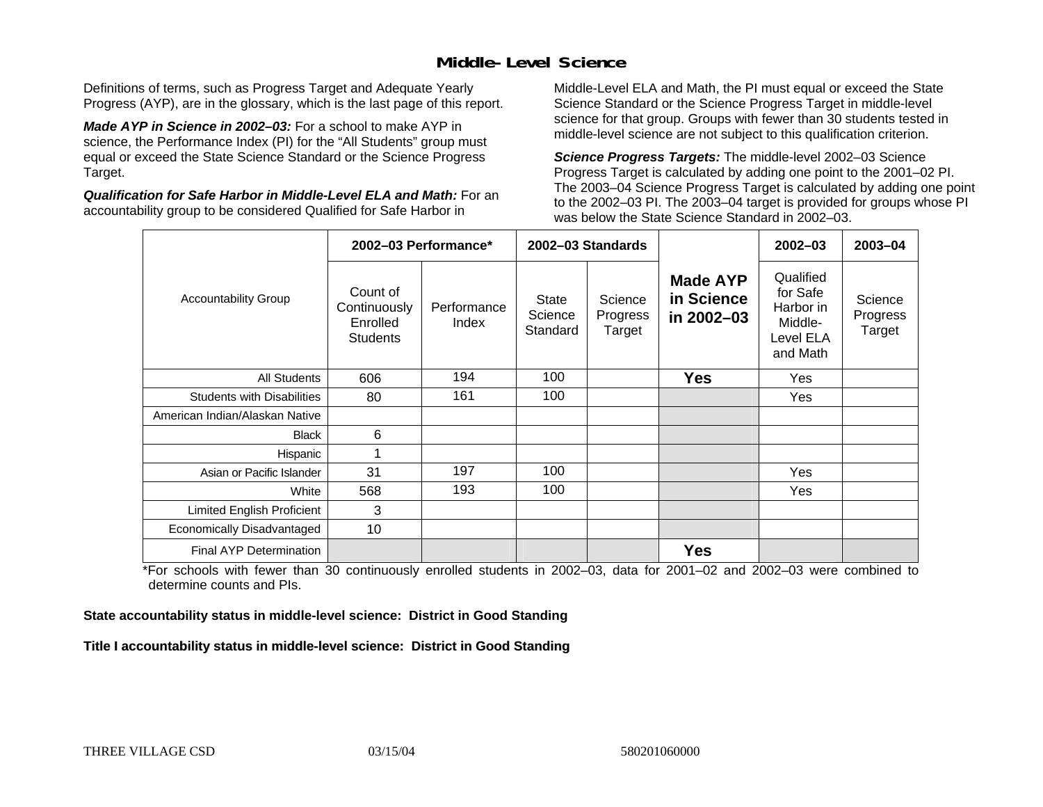## Middle-Level Science

Definitions of terms, such as Progress Target and Adequate Yearly Progress (AYP), are in the glossary, which is the last page of this report.

***Made AYP in Science in 2002–03:*** For a school to make AYP in science, the Performance Index (PI) for the "All Students" group must equal or exceed the State Science Standard or the Science Progress Target.

***Qualification for Safe Harbor in Middle-Level ELA and Math:*** For an accountability group to be considered Qualified for Safe Harbor in Middle-Level ELA and Math, the PI must equal or exceed the State Science Standard or the Science Progress Target in middle-level science for that group. Groups with fewer than 30 students tested in middle-level science are not subject to this qualification criterion.

***Science Progress Targets:*** The middle-level 2002–03 Science Progress Target is calculated by adding one point to the 2001–02 PI. The 2003–04 Science Progress Target is calculated by adding one point to the 2002–03 PI. The 2003–04 target is provided for groups whose PI was below the State Science Standard in 2002–03.

| Accountability Group | 2002–03 Performance* | | 2002–03 Standards | | Made AYP in Science in 2002–03 | 2002–03 | 2003–04 |
|---|---|---|---|---|---|---|---|
| | Count of Continuously Enrolled Students | Performance Index | State Science Standard | Science Progress Target | | Qualified for Safe Harbor in Middle-Level ELA and Math | Science Progress Target |
| All Students | 606 | 194 | 100 | | **Yes** | Yes | |
| Students with Disabilities | 80 | 161 | 100 | | | Yes | |
| American Indian/Alaskan Native | | | | | | | |
| Black | 6 | | | | | | |
| Hispanic | 1 | | | | | | |
| Asian or Pacific Islander | 31 | 197 | 100 | | | Yes | |
| White | 568 | 193 | 100 | | | Yes | |
| Limited English Proficient | 3 | | | | | | |
| Economically Disadvantaged | 10 | | | | | | |
| Final AYP Determination | | | | | **Yes** | | |

*For schools with fewer than 30 continuously enrolled students in 2002–03, data for 2001–02 and 2002–03 were combined to determine counts and PIs.

**State accountability status in middle-level science: District in Good Standing**

**Title I accountability status in middle-level science: District in Good Standing**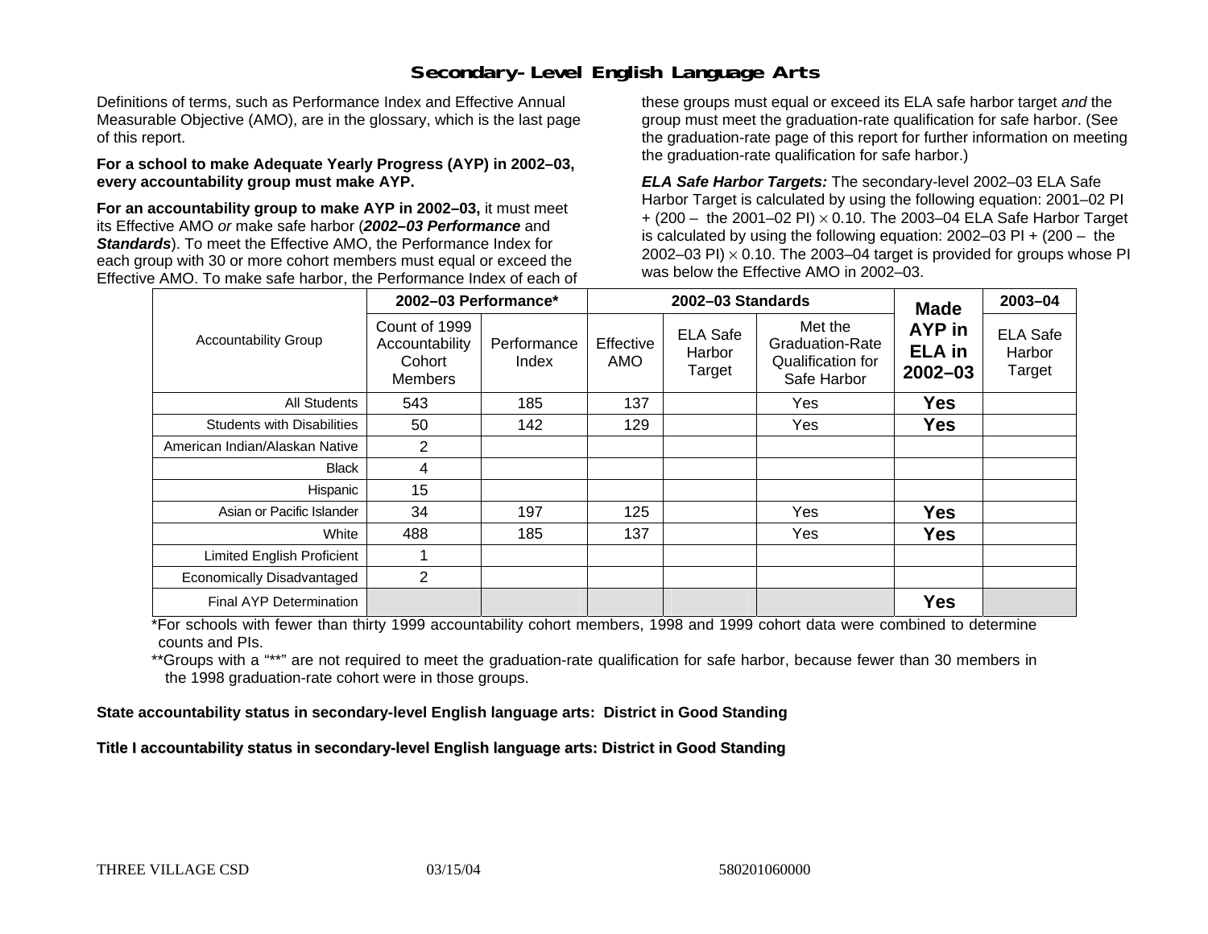## Secondary-Level English Language Arts

Definitions of terms, such as Performance Index and Effective Annual Measurable Objective (AMO), are in the glossary, which is the last page of this report.

**For a school to make Adequate Yearly Progress (AYP) in 2002–03, every accountability group must make AYP.**

**For an accountability group to make AYP in 2002–03,** it must meet its Effective AMO *or* make safe harbor (***2002–03 Performance*** and ***Standards***). To meet the Effective AMO, the Performance Index for each group with 30 or more cohort members must equal or exceed the Effective AMO. To make safe harbor, the Performance Index of each of these groups must equal or exceed its ELA safe harbor target *and* the group must meet the graduation-rate qualification for safe harbor. (See the graduation-rate page of this report for further information on meeting the graduation-rate qualification for safe harbor.)

***ELA Safe Harbor Targets:*** The secondary-level 2002–03 ELA Safe Harbor Target is calculated by using the following equation: 2001–02 PI + (200 – the 2001–02 PI) $\times$ 0.10. The 2003–04 ELA Safe Harbor Target is calculated by using the following equation: 2002–03 PI + (200 – the 2002–03 PI) $\times$ 0.10. The 2003–04 target is provided for groups whose PI was below the Effective AMO in 2002–03.

| Accountability Group | 2002–03 Performance* | | 2002–03 Standards | | | Made AYP in ELA in 2002–03 | 2003–04 |
|---|---|---|---|---|---|---|---|
| | Count of 1999 Accountability Cohort Members | Performance Index | Effective AMO | ELA Safe Harbor Target | Met the Graduation-Rate Qualification for Safe Harbor | | ELA Safe Harbor Target |
| All Students | 543 | 185 | 137 | | Yes | **Yes** | |
| Students with Disabilities | 50 | 142 | 129 | | Yes | **Yes** | |
| American Indian/Alaskan Native | 2 | | | | | | |
| Black | 4 | | | | | | |
| Hispanic | 15 | | | | | | |
| Asian or Pacific Islander | 34 | 197 | 125 | | Yes | **Yes** | |
| White | 488 | 185 | 137 | | Yes | **Yes** | |
| Limited English Proficient | 1 | | | | | | |
| Economically Disadvantaged | 2 | | | | | | |
| Final AYP Determination | | | | | | **Yes** | |

*For schools with fewer than thirty 1999 accountability cohort members, 1998 and 1999 cohort data were combined to determine counts and PIs.

**Groups with a "**" are not required to meet the graduation-rate qualification for safe harbor, because fewer than 30 members in the 1998 graduation-rate cohort were in those groups.

**State accountability status in secondary-level English language arts: District in Good Standing**

**Title I accountability status in secondary-level English language arts: District in Good Standing**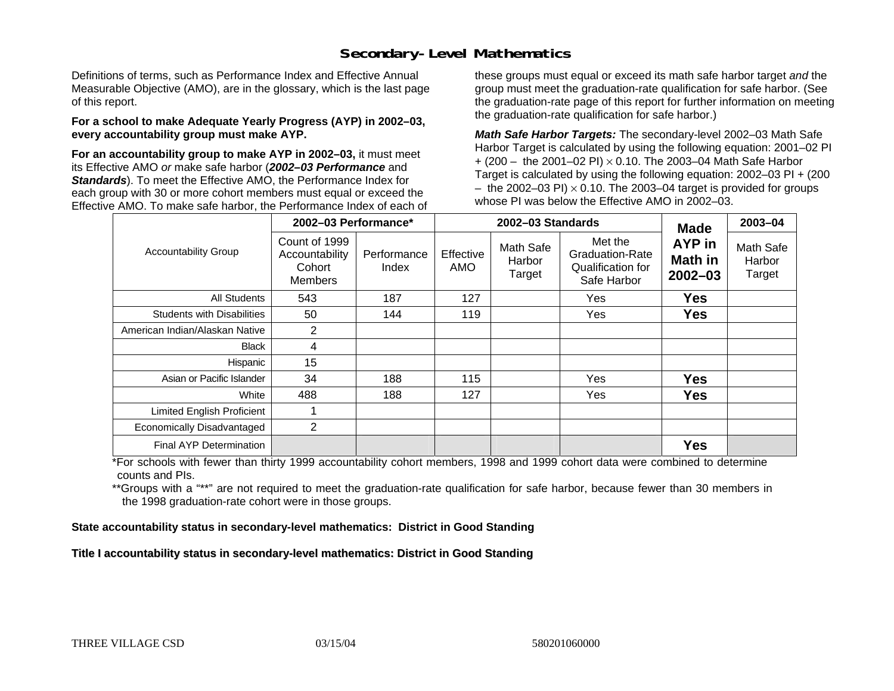# Secondary-Level Mathematics

Definitions of terms, such as Performance Index and Effective Annual Measurable Objective (AMO), are in the glossary, which is the last page of this report.

**For a school to make Adequate Yearly Progress (AYP) in 2002–03, every accountability group must make AYP.**

**For an accountability group to make AYP in 2002–03,** it must meet its Effective AMO *or* make safe harbor (***2002–03 Performance*** and ***Standards***). To meet the Effective AMO, the Performance Index for each group with 30 or more cohort members must equal or exceed the Effective AMO. To make safe harbor, the Performance Index of each of these groups must equal or exceed its math safe harbor target *and* the group must meet the graduation-rate qualification for safe harbor. (See the graduation-rate page of this report for further information on meeting the graduation-rate qualification for safe harbor.)

***Math Safe Harbor Targets:*** The secondary-level 2002–03 Math Safe Harbor Target is calculated by using the following equation: 2001–02 PI + (200 – the 2001–02 PI) $\times$ 0.10. The 2003–04 Math Safe Harbor Target is calculated by using the following equation: 2002–03 PI + (200 – the 2002–03 PI) $\times$ 0.10. The 2003–04 target is provided for groups whose PI was below the Effective AMO in 2002–03.

| Accountability Group | 2002–03 Performance* | | 2002–03 Standards | | | Made AYP in Math in 2002–03 | 2003–04 |
|---|---|---|---|---|---|---|---|
| | Count of 1999 Accountability Cohort Members | Performance Index | Effective AMO | Math Safe Harbor Target | Met the Graduation-Rate Qualification for Safe Harbor | | Math Safe Harbor Target |
| All Students | 543 | 187 | 127 | | Yes | **Yes** | |
| Students with Disabilities | 50 | 144 | 119 | | Yes | **Yes** | |
| American Indian/Alaskan Native | 2 | | | | | | |
| Black | 4 | | | | | | |
| Hispanic | 15 | | | | | | |
| Asian or Pacific Islander | 34 | 188 | 115 | | Yes | **Yes** | |
| White | 488 | 188 | 127 | | Yes | **Yes** | |
| Limited English Proficient | 1 | | | | | | |
| Economically Disadvantaged | 2 | | | | | | |
| Final AYP Determination | | | | | | **Yes** | |

*For schools with fewer than thirty 1999 accountability cohort members, 1998 and 1999 cohort data were combined to determine counts and PIs.

**Groups with a "**" are not required to meet the graduation-rate qualification for safe harbor, because fewer than 30 members in the 1998 graduation-rate cohort were in those groups.

**State accountability status in secondary-level mathematics: District in Good Standing**

**Title I accountability status in secondary-level mathematics: District in Good Standing**

THREE VILLAGE CSD 03/15/04 580201060000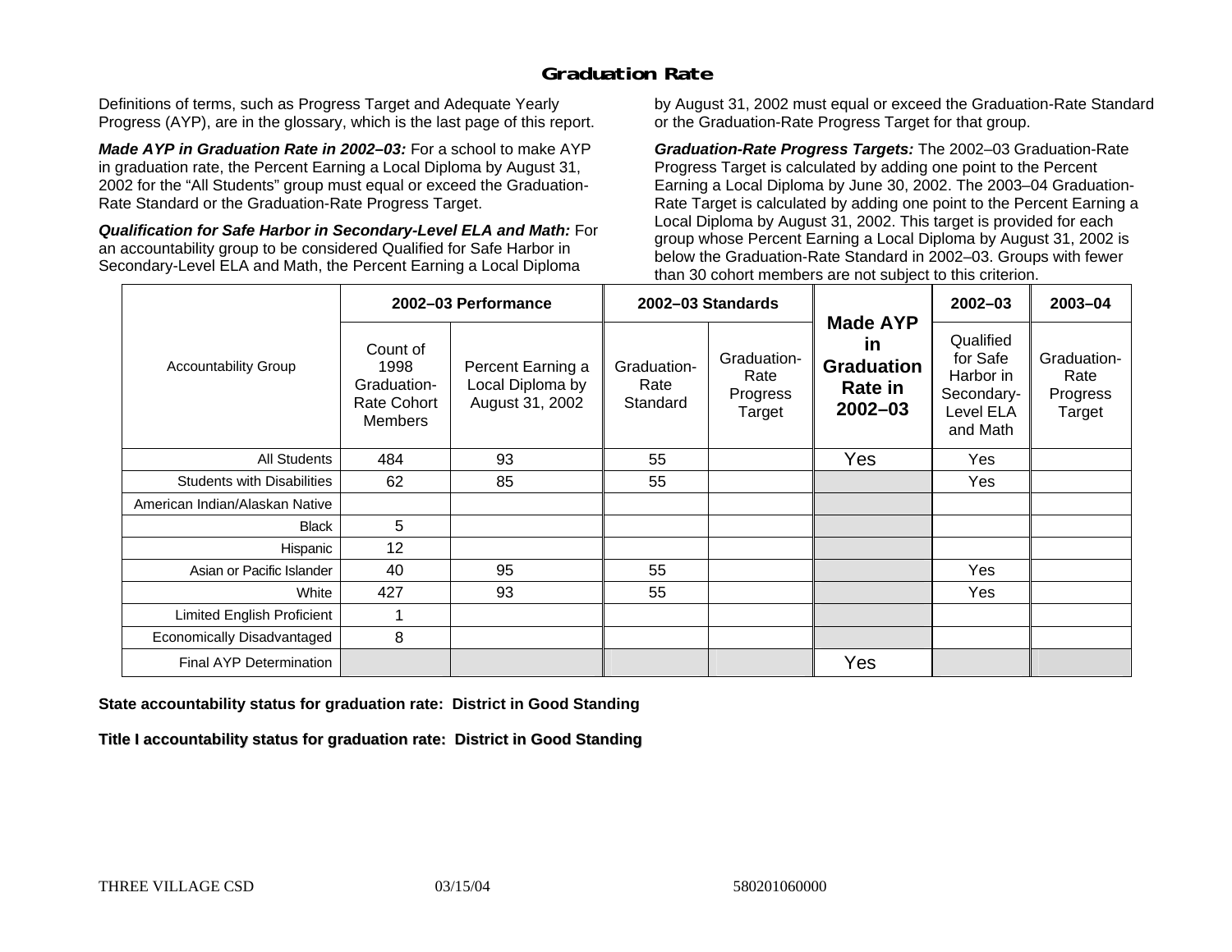## Graduation Rate

Definitions of terms, such as Progress Target and Adequate Yearly Progress (AYP), are in the glossary, which is the last page of this report.

***Made AYP in Graduation Rate in 2002–03:*** For a school to make AYP in graduation rate, the Percent Earning a Local Diploma by August 31, 2002 for the "All Students" group must equal or exceed the Graduation-Rate Standard or the Graduation-Rate Progress Target.

***Qualification for Safe Harbor in Secondary-Level ELA and Math:*** For an accountability group to be considered Qualified for Safe Harbor in Secondary-Level ELA and Math, the Percent Earning a Local Diploma by August 31, 2002 must equal or exceed the Graduation-Rate Standard or the Graduation-Rate Progress Target for that group.

***Graduation-Rate Progress Targets:*** The 2002–03 Graduation-Rate Progress Target is calculated by adding one point to the Percent Earning a Local Diploma by June 30, 2002. The 2003–04 Graduation-Rate Target is calculated by adding one point to the Percent Earning a Local Diploma by August 31, 2002. This target is provided for each group whose Percent Earning a Local Diploma by August 31, 2002 is below the Graduation-Rate Standard in 2002–03. Groups with fewer than 30 cohort members are not subject to this criterion.

| Accountability Group | 2002–03 Performance | | 2002–03 Standards | | Made AYP in Graduation Rate in 2002–03 | 2002–03 | 2003–04 |
|---|---|---|---|---|---|---|---|
| | Count of 1998 Graduation-Rate Cohort Members | Percent Earning a Local Diploma by August 31, 2002 | Graduation-Rate Standard | Graduation-Rate Progress Target | | Qualified for Safe Harbor in Secondary-Level ELA and Math | Graduation-Rate Progress Target |
| All Students | 484 | 93 | 55 | | Yes | Yes | |
| Students with Disabilities | 62 | 85 | 55 | | | Yes | |
| American Indian/Alaskan Native | | | | | | | |
| Black | 5 | | | | | | |
| Hispanic | 12 | | | | | | |
| Asian or Pacific Islander | 40 | 95 | 55 | | | Yes | |
| White | 427 | 93 | 55 | | | Yes | |
| Limited English Proficient | 1 | | | | | | |
| Economically Disadvantaged | 8 | | | | | | |
| Final AYP Determination | | | | | Yes | | |

**State accountability status for graduation rate: District in Good Standing**

**Title I accountability status for graduation rate: District in Good Standing**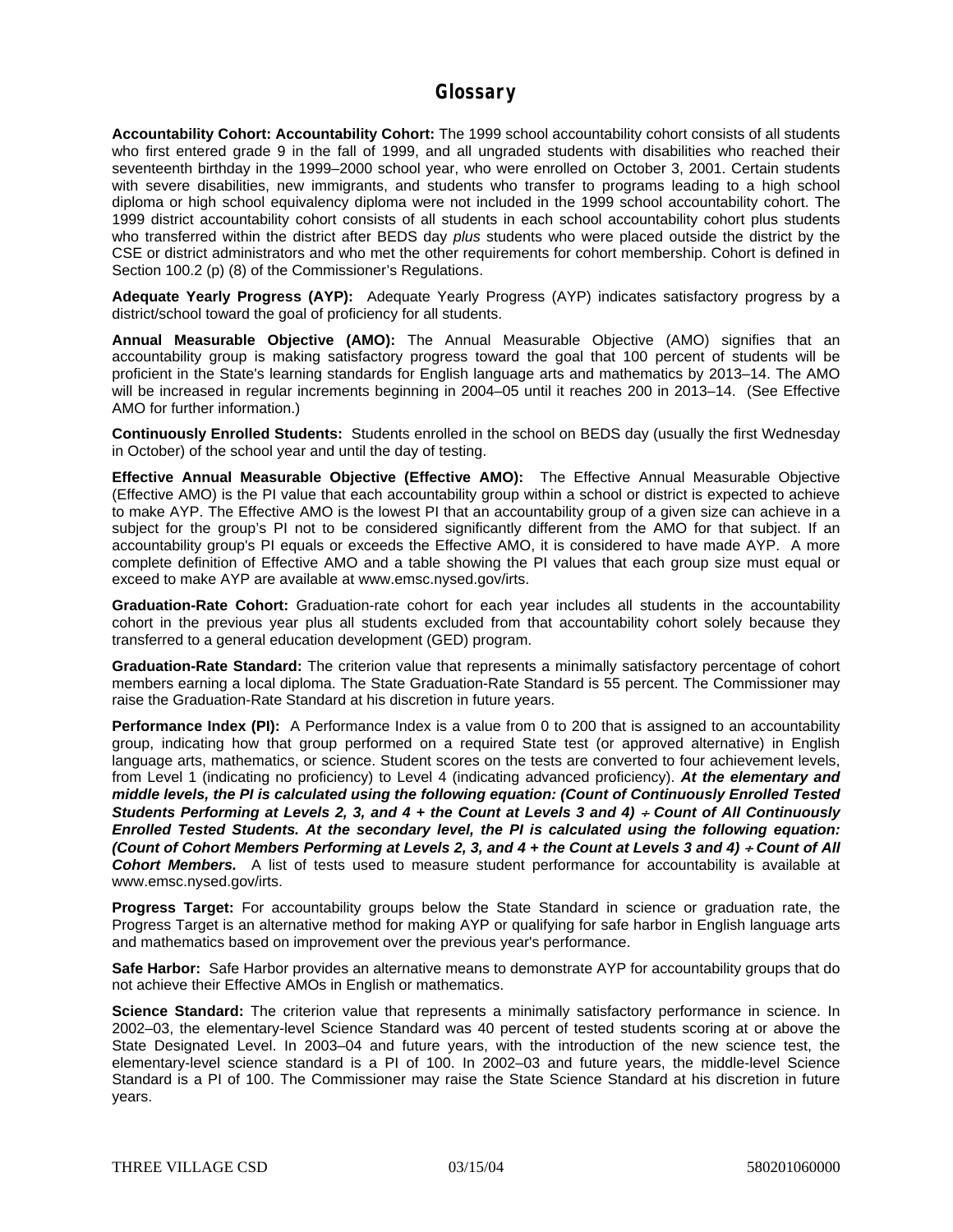# Glossary

**Accountability Cohort: Accountability Cohort:** The 1999 school accountability cohort consists of all students who first entered grade 9 in the fall of 1999, and all ungraded students with disabilities who reached their seventeenth birthday in the 1999–2000 school year, who were enrolled on October 3, 2001. Certain students with severe disabilities, new immigrants, and students who transfer to programs leading to a high school diploma or high school equivalency diploma were not included in the 1999 school accountability cohort. The 1999 district accountability cohort consists of all students in each school accountability cohort plus students who transferred within the district after BEDS day *plus* students who were placed outside the district by the CSE or district administrators and who met the other requirements for cohort membership. Cohort is defined in Section 100.2 (p) (8) of the Commissioner's Regulations.

**Adequate Yearly Progress (AYP):** Adequate Yearly Progress (AYP) indicates satisfactory progress by a district/school toward the goal of proficiency for all students.

**Annual Measurable Objective (AMO):** The Annual Measurable Objective (AMO) signifies that an accountability group is making satisfactory progress toward the goal that 100 percent of students will be proficient in the State's learning standards for English language arts and mathematics by 2013–14. The AMO will be increased in regular increments beginning in 2004–05 until it reaches 200 in 2013–14. (See Effective AMO for further information.)

**Continuously Enrolled Students:** Students enrolled in the school on BEDS day (usually the first Wednesday in October) of the school year and until the day of testing.

**Effective Annual Measurable Objective (Effective AMO):** The Effective Annual Measurable Objective (Effective AMO) is the PI value that each accountability group within a school or district is expected to achieve to make AYP. The Effective AMO is the lowest PI that an accountability group of a given size can achieve in a subject for the group's PI not to be considered significantly different from the AMO for that subject. If an accountability group's PI equals or exceeds the Effective AMO, it is considered to have made AYP. A more complete definition of Effective AMO and a table showing the PI values that each group size must equal or exceed to make AYP are available at www.emsc.nysed.gov/irts.

**Graduation-Rate Cohort:** Graduation-rate cohort for each year includes all students in the accountability cohort in the previous year plus all students excluded from that accountability cohort solely because they transferred to a general education development (GED) program.

**Graduation-Rate Standard:** The criterion value that represents a minimally satisfactory percentage of cohort members earning a local diploma. The State Graduation-Rate Standard is 55 percent. The Commissioner may raise the Graduation-Rate Standard at his discretion in future years.

**Performance Index (PI):** A Performance Index is a value from 0 to 200 that is assigned to an accountability group, indicating how that group performed on a required State test (or approved alternative) in English language arts, mathematics, or science. Student scores on the tests are converted to four achievement levels, from Level 1 (indicating no proficiency) to Level 4 (indicating advanced proficiency). ***At the elementary and middle levels, the PI is calculated using the following equation: (Count of Continuously Enrolled Tested Students Performing at Levels 2, 3, and 4 + the Count at Levels 3 and 4) ÷ Count of All Continuously Enrolled Tested Students. At the secondary level, the PI is calculated using the following equation: (Count of Cohort Members Performing at Levels 2, 3, and 4 + the Count at Levels 3 and 4) ÷ Count of All Cohort Members.*** A list of tests used to measure student performance for accountability is available at www.emsc.nysed.gov/irts.

**Progress Target:** For accountability groups below the State Standard in science or graduation rate, the Progress Target is an alternative method for making AYP or qualifying for safe harbor in English language arts and mathematics based on improvement over the previous year's performance.

**Safe Harbor:** Safe Harbor provides an alternative means to demonstrate AYP for accountability groups that do not achieve their Effective AMOs in English or mathematics.

**Science Standard:** The criterion value that represents a minimally satisfactory performance in science. In 2002–03, the elementary-level Science Standard was 40 percent of tested students scoring at or above the State Designated Level. In 2003–04 and future years, with the introduction of the new science test, the elementary-level science standard is a PI of 100. In 2002–03 and future years, the middle-level Science Standard is a PI of 100. The Commissioner may raise the State Science Standard at his discretion in future years.